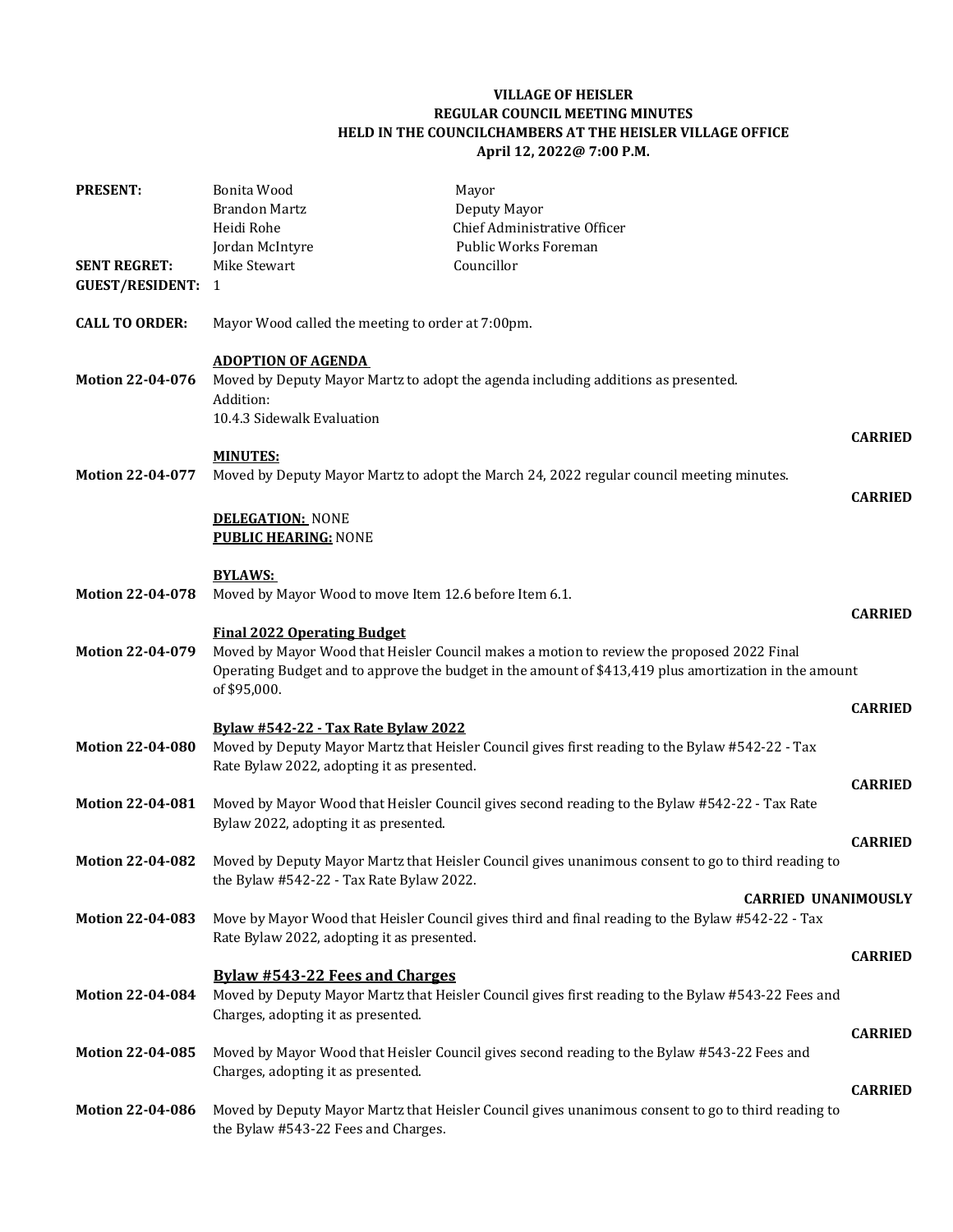**VILLAGE OF HEISLER**
**REGULAR COUNCIL MEETING MINUTES**
**HELD IN THE COUNCILCHAMBERS AT THE HEISLER VILLAGE OFFICE**
**April 12, 2022@ 7:00 P.M.**

| | | |
|---|---|---|
| **PRESENT:** | Bonita Wood | Mayor |
| | Brandon Martz | Deputy Mayor |
| | Heidi Rohe | Chief Administrative Officer |
| | Jordan McIntyre | Public Works Foreman |
| **SENT REGRET:** | Mike Stewart | Councillor |
| **GUEST/RESIDENT:** | 1 | |

**CALL TO ORDER:** Mayor Wood called the meeting to order at 7:00pm.

**ADOPTION OF AGENDA**

**Motion 22-04-076** Moved by Deputy Mayor Martz to adopt the agenda including additions as presented.
Addition:
10.4.3 Sidewalk Evaluation

**CARRIED**

**MINUTES:**

**Motion 22-04-077** Moved by Deputy Mayor Martz to adopt the March 24, 2022 regular council meeting minutes.

**CARRIED**

**DELEGATION:** NONE
**PUBLIC HEARING:** NONE

**BYLAWS:**

**Motion 22-04-078** Moved by Mayor Wood to move Item 12.6 before Item 6.1.

**CARRIED**

**Final 2022 Operating Budget**

**Motion 22-04-079** Moved by Mayor Wood that Heisler Council makes a motion to review the proposed 2022 Final Operating Budget and to approve the budget in the amount of $413,419 plus amortization in the amount of $95,000.

**CARRIED**

**Bylaw #542-22 - Tax Rate Bylaw 2022**

**Motion 22-04-080** Moved by Deputy Mayor Martz that Heisler Council gives first reading to the Bylaw #542-22 - Tax Rate Bylaw 2022, adopting it as presented.

**CARRIED**

**Motion 22-04-081** Moved by Mayor Wood that Heisler Council gives second reading to the Bylaw #542-22 - Tax Rate Bylaw 2022, adopting it as presented.

**CARRIED**

**Motion 22-04-082** Moved by Deputy Mayor Martz that Heisler Council gives unanimous consent to go to third reading to the Bylaw #542-22 - Tax Rate Bylaw 2022.

**CARRIED UNANIMOUSLY**

**Motion 22-04-083** Move by Mayor Wood that Heisler Council gives third and final reading to the Bylaw #542-22 - Tax Rate Bylaw 2022, adopting it as presented.

**CARRIED**

**Bylaw #543-22 Fees and Charges**

**Motion 22-04-084** Moved by Deputy Mayor Martz that Heisler Council gives first reading to the Bylaw #543-22 Fees and Charges, adopting it as presented.

**CARRIED**

**Motion 22-04-085** Moved by Mayor Wood that Heisler Council gives second reading to the Bylaw #543-22 Fees and Charges, adopting it as presented.

**CARRIED**

**Motion 22-04-086** Moved by Deputy Mayor Martz that Heisler Council gives unanimous consent to go to third reading to the Bylaw #543-22 Fees and Charges.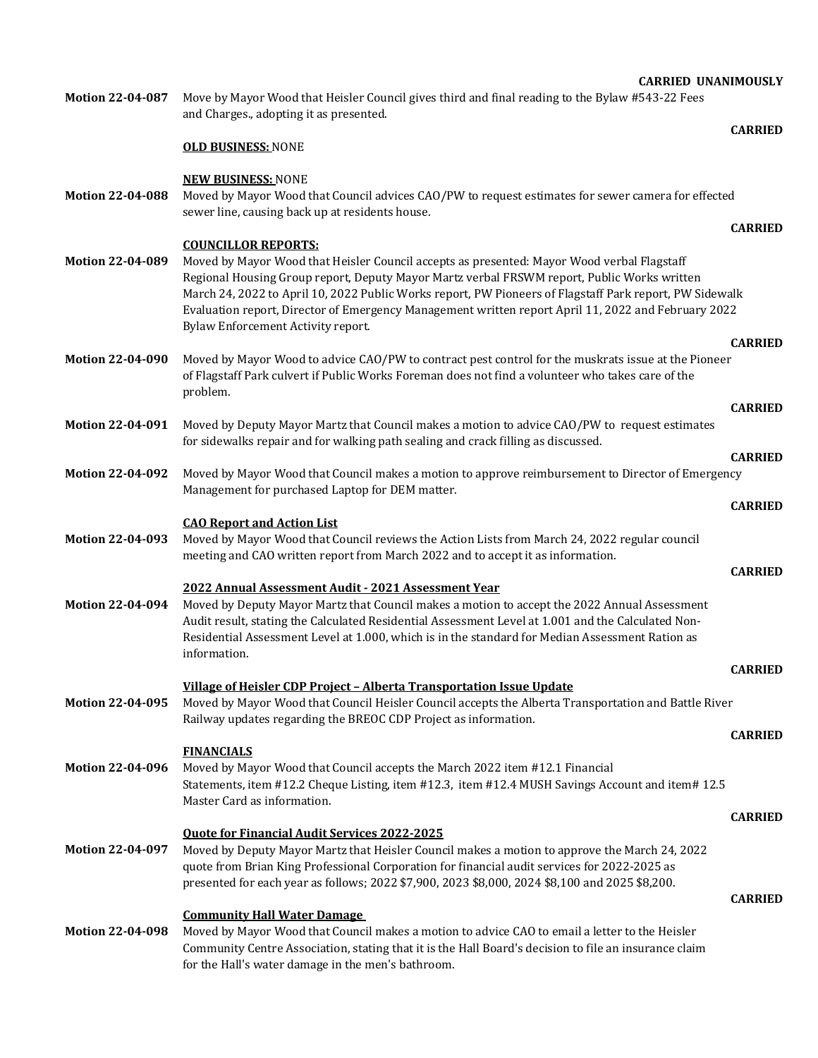**CARRIED UNANIMOUSLY**

**Motion 22-04-087** Move by Mayor Wood that Heisler Council gives third and final reading to the Bylaw #543-22 Fees and Charges., adopting it as presented.

**CARRIED**

**OLD BUSINESS:** NONE

**NEW BUSINESS:** NONE

**Motion 22-04-088** Moved by Mayor Wood that Council advices CAO/PW to request estimates for sewer camera for effected sewer line, causing back up at residents house.

**CARRIED**

**COUNCILLOR REPORTS:**

**Motion 22-04-089** Moved by Mayor Wood that Heisler Council accepts as presented: Mayor Wood verbal Flagstaff Regional Housing Group report, Deputy Mayor Martz verbal FRSWM report, Public Works written March 24, 2022 to April 10, 2022 Public Works report, PW Pioneers of Flagstaff Park report, PW Sidewalk Evaluation report, Director of Emergency Management written report April 11, 2022 and February 2022 Bylaw Enforcement Activity report.

**CARRIED**

**Motion 22-04-090** Moved by Mayor Wood to advice CAO/PW to contract pest control for the muskrats issue at the Pioneer of Flagstaff Park culvert if Public Works Foreman does not find a volunteer who takes care of the problem.

**CARRIED**

**Motion 22-04-091** Moved by Deputy Mayor Martz that Council makes a motion to advice CAO/PW to request estimates for sidewalks repair and for walking path sealing and crack filling as discussed.

**CARRIED**

**Motion 22-04-092** Moved by Mayor Wood that Council makes a motion to approve reimbursement to Director of Emergency Management for purchased Laptop for DEM matter.

**CARRIED**

**CAO Report and Action List**

**Motion 22-04-093** Moved by Mayor Wood that Council reviews the Action Lists from March 24, 2022 regular council meeting and CAO written report from March 2022 and to accept it as information.

**CARRIED**

**2022 Annual Assessment Audit - 2021 Assessment Year**

**Motion 22-04-094** Moved by Deputy Mayor Martz that Council makes a motion to accept the 2022 Annual Assessment Audit result, stating the Calculated Residential Assessment Level at 1.001 and the Calculated Non-Residential Assessment Level at 1.000, which is in the standard for Median Assessment Ration as information.

**CARRIED**

**Village of Heisler CDP Project – Alberta Transportation Issue Update**

**Motion 22-04-095** Moved by Mayor Wood that Council Heisler Council accepts the Alberta Transportation and Battle River Railway updates regarding the BREOC CDP Project as information.

**CARRIED**

**FINANCIALS**

**Motion 22-04-096** Moved by Mayor Wood that Council accepts the March 2022 item #12.1 Financial Statements, item #12.2 Cheque Listing, item #12.3, item #12.4 MUSH Savings Account and item# 12.5 Master Card as information.

**CARRIED**

**Quote for Financial Audit Services 2022-2025**

**Motion 22-04-097** Moved by Deputy Mayor Martz that Heisler Council makes a motion to approve the March 24, 2022 quote from Brian King Professional Corporation for financial audit services for 2022-2025 as presented for each year as follows; 2022 $7,900, 2023 $8,000, 2024 $8,100 and 2025 $8,200.

**CARRIED**

**Community Hall Water Damage**

**Motion 22-04-098** Moved by Mayor Wood that Council makes a motion to advice CAO to email a letter to the Heisler Community Centre Association, stating that it is the Hall Board's decision to file an insurance claim for the Hall's water damage in the men's bathroom.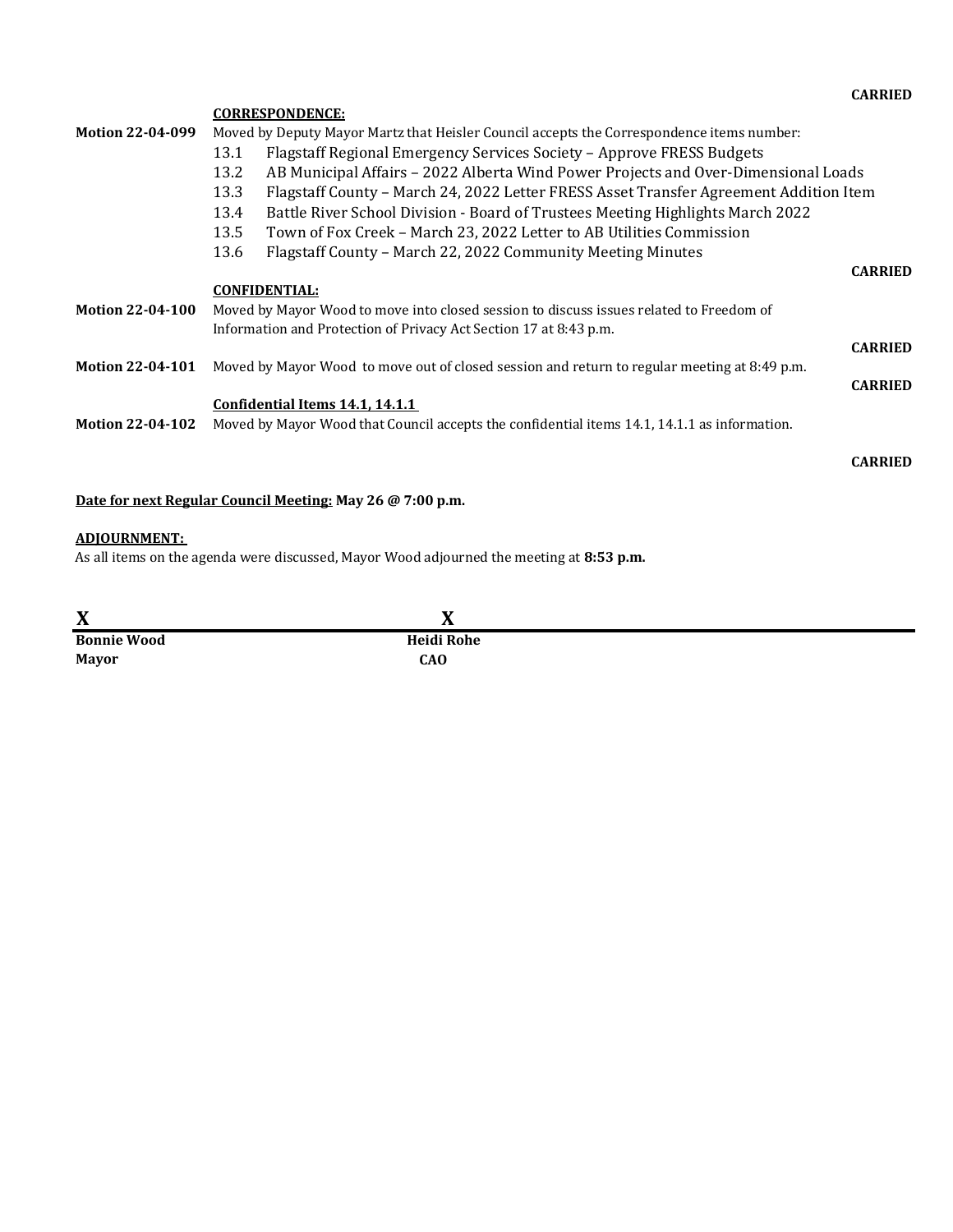**CARRIED**

**CORRESPONDENCE:**

**Motion 22-04-099** Moved by Deputy Mayor Martz that Heisler Council accepts the Correspondence items number:

13.1 Flagstaff Regional Emergency Services Society – Approve FRESS Budgets
13.2 AB Municipal Affairs – 2022 Alberta Wind Power Projects and Over-Dimensional Loads
13.3 Flagstaff County – March 24, 2022 Letter FRESS Asset Transfer Agreement Addition Item
13.4 Battle River School Division - Board of Trustees Meeting Highlights March 2022
13.5 Town of Fox Creek – March 23, 2022 Letter to AB Utilities Commission
13.6 Flagstaff County – March 22, 2022 Community Meeting Minutes

**CARRIED**

**CONFIDENTIAL:**

**Motion 22-04-100** Moved by Mayor Wood to move into closed session to discuss issues related to Freedom of Information and Protection of Privacy Act Section 17 at 8:43 p.m.

**CARRIED**

**Motion 22-04-101** Moved by Mayor Wood to move out of closed session and return to regular meeting at 8:49 p.m.

**CARRIED**

**Confidential Items 14.1, 14.1.1**

**Motion 22-04-102** Moved by Mayor Wood that Council accepts the confidential items 14.1, 14.1.1 as information.

**CARRIED**

**Date for next Regular Council Meeting: May 26 @ 7:00 p.m.**

**ADJOURNMENT:**

As all items on the agenda were discussed, Mayor Wood adjourned the meeting at **8:53 p.m.**

| | |
|---|---|
| **X** | **X** |
| **Bonnie Wood** | **Heidi Rohe** |
| **Mayor** | **CAO** |